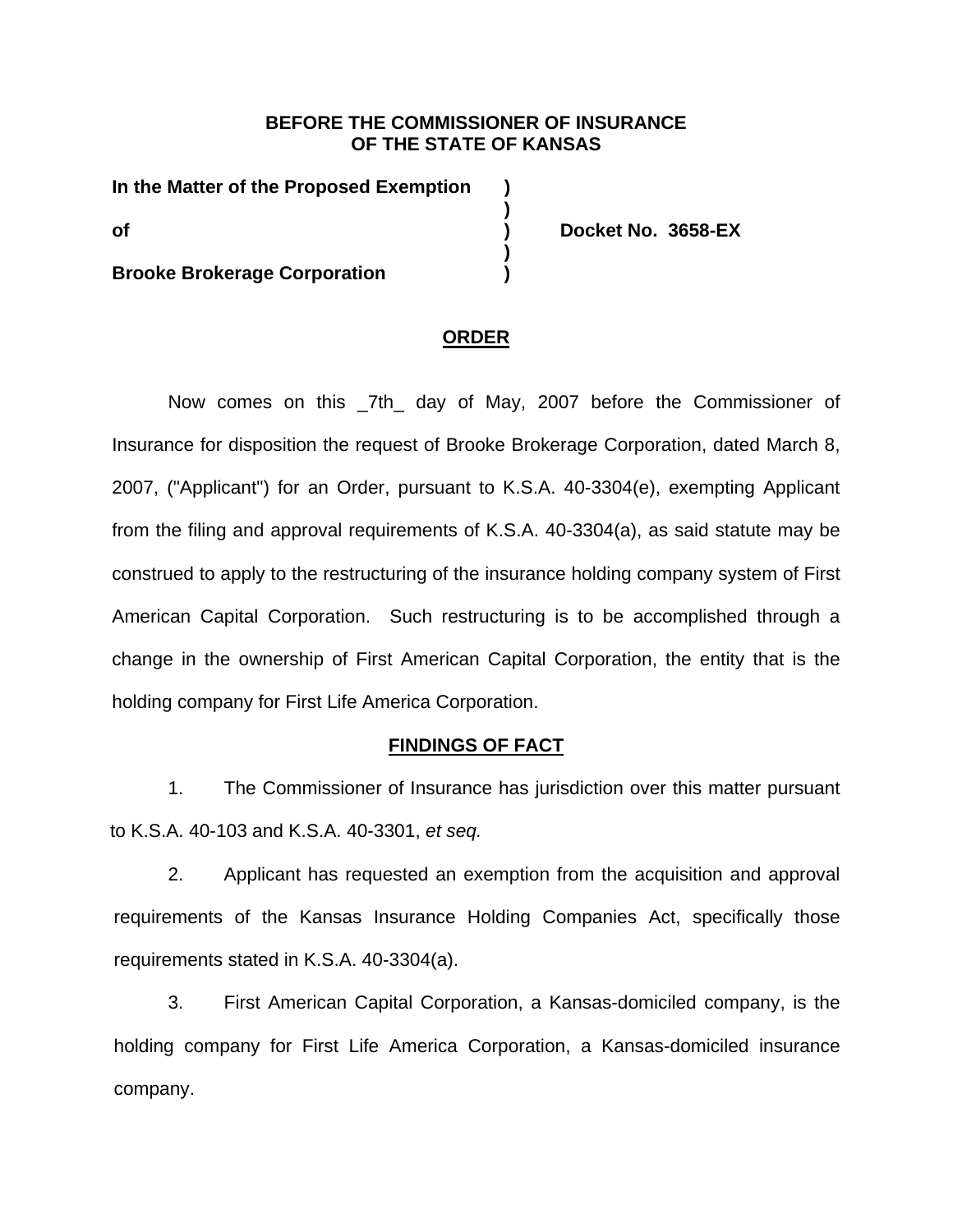**BEFORE THE COMMISSIONER OF INSURANCE**
**OF THE STATE OF KANSAS**

| | | |
|---|---|---|
| **In the Matter of the Proposed Exemption** | **)** | |
| | **)** | |
| **of** | **)** | **Docket No. 3658-EX** |
| | **)** | |
| **Brooke Brokerage Corporation** | **)** | |

## ORDER

Now comes on this _7th_ day of May, 2007 before the Commissioner of Insurance for disposition the request of Brooke Brokerage Corporation, dated March 8, 2007, ("Applicant") for an Order, pursuant to K.S.A. 40-3304(e), exempting Applicant from the filing and approval requirements of K.S.A. 40-3304(a), as said statute may be construed to apply to the restructuring of the insurance holding company system of First American Capital Corporation. Such restructuring is to be accomplished through a change in the ownership of First American Capital Corporation, the entity that is the holding company for First Life America Corporation.

## FINDINGS OF FACT

1. The Commissioner of Insurance has jurisdiction over this matter pursuant to K.S.A. 40-103 and K.S.A. 40-3301, *et seq.*

2. Applicant has requested an exemption from the acquisition and approval requirements of the Kansas Insurance Holding Companies Act, specifically those requirements stated in K.S.A. 40-3304(a).

3. First American Capital Corporation, a Kansas-domiciled company, is the holding company for First Life America Corporation, a Kansas-domiciled insurance company.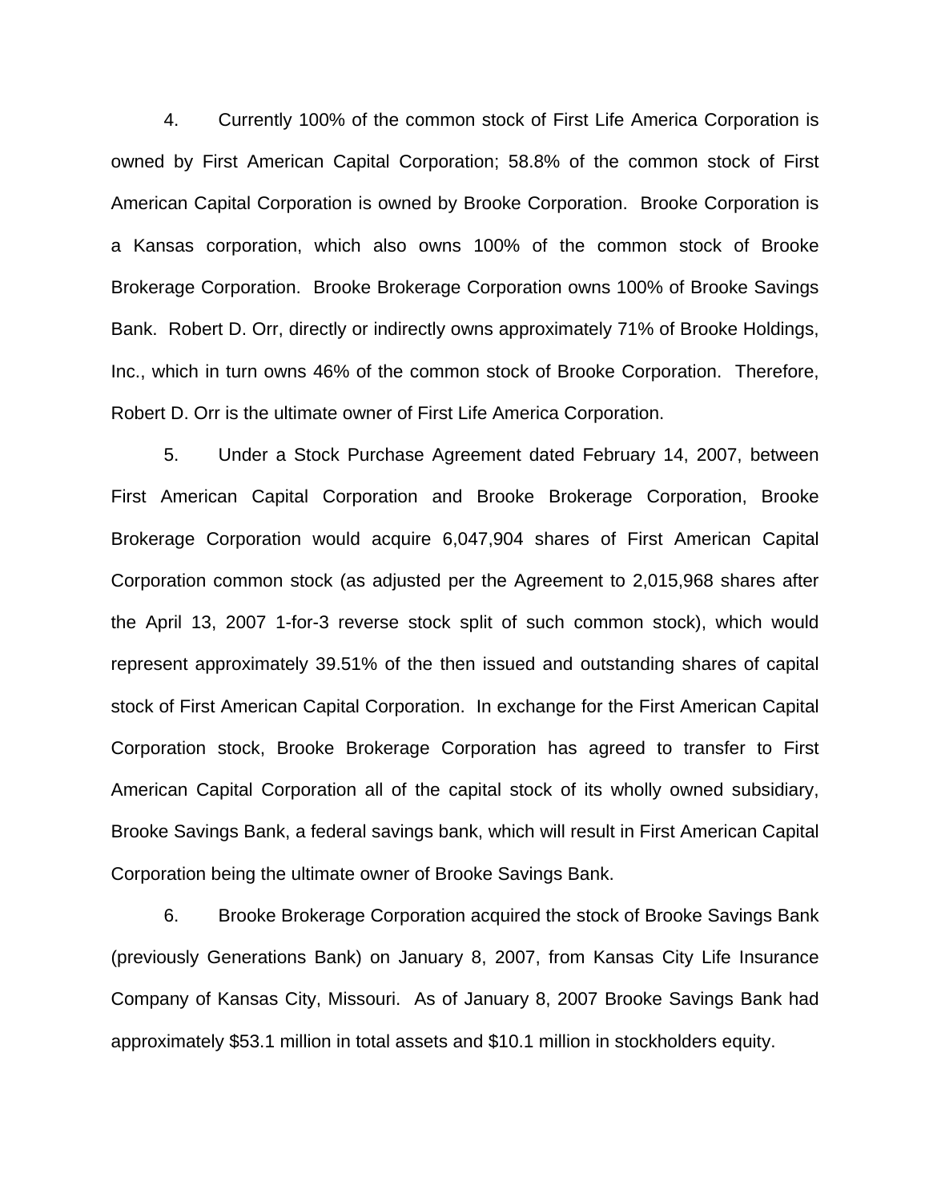4. Currently 100% of the common stock of First Life America Corporation is owned by First American Capital Corporation; 58.8% of the common stock of First American Capital Corporation is owned by Brooke Corporation. Brooke Corporation is a Kansas corporation, which also owns 100% of the common stock of Brooke Brokerage Corporation. Brooke Brokerage Corporation owns 100% of Brooke Savings Bank. Robert D. Orr, directly or indirectly owns approximately 71% of Brooke Holdings, Inc., which in turn owns 46% of the common stock of Brooke Corporation. Therefore, Robert D. Orr is the ultimate owner of First Life America Corporation.

5. Under a Stock Purchase Agreement dated February 14, 2007, between First American Capital Corporation and Brooke Brokerage Corporation, Brooke Brokerage Corporation would acquire 6,047,904 shares of First American Capital Corporation common stock (as adjusted per the Agreement to 2,015,968 shares after the April 13, 2007 1-for-3 reverse stock split of such common stock), which would represent approximately 39.51% of the then issued and outstanding shares of capital stock of First American Capital Corporation. In exchange for the First American Capital Corporation stock, Brooke Brokerage Corporation has agreed to transfer to First American Capital Corporation all of the capital stock of its wholly owned subsidiary, Brooke Savings Bank, a federal savings bank, which will result in First American Capital Corporation being the ultimate owner of Brooke Savings Bank.

6. Brooke Brokerage Corporation acquired the stock of Brooke Savings Bank (previously Generations Bank) on January 8, 2007, from Kansas City Life Insurance Company of Kansas City, Missouri. As of January 8, 2007 Brooke Savings Bank had approximately $53.1 million in total assets and $10.1 million in stockholders equity.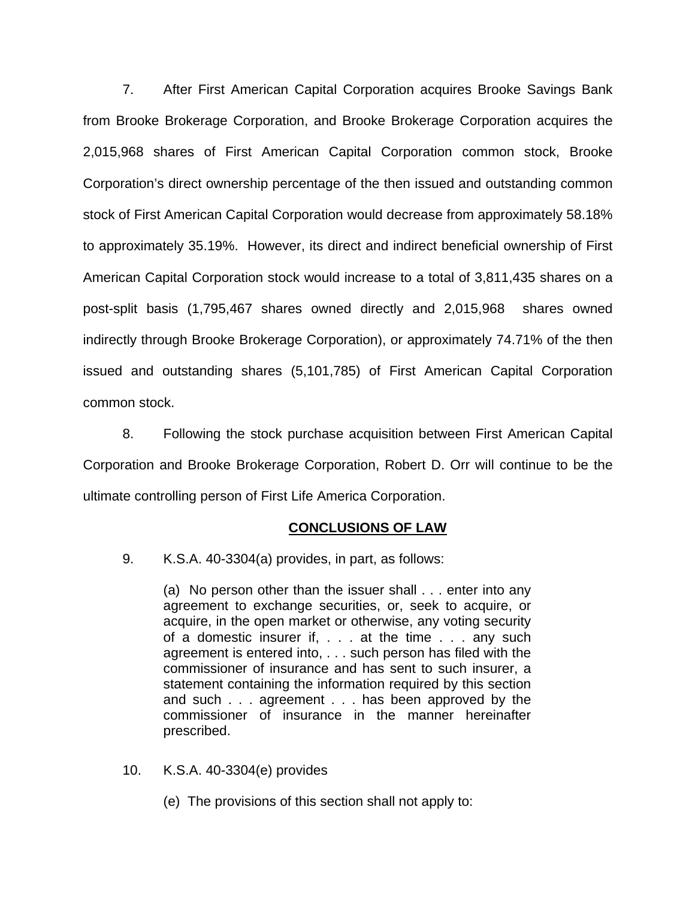7. After First American Capital Corporation acquires Brooke Savings Bank from Brooke Brokerage Corporation, and Brooke Brokerage Corporation acquires the 2,015,968 shares of First American Capital Corporation common stock, Brooke Corporation's direct ownership percentage of the then issued and outstanding common stock of First American Capital Corporation would decrease from approximately 58.18% to approximately 35.19%. However, its direct and indirect beneficial ownership of First American Capital Corporation stock would increase to a total of 3,811,435 shares on a post-split basis (1,795,467 shares owned directly and 2,015,968 shares owned indirectly through Brooke Brokerage Corporation), or approximately 74.71% of the then issued and outstanding shares (5,101,785) of First American Capital Corporation common stock.

8. Following the stock purchase acquisition between First American Capital Corporation and Brooke Brokerage Corporation, Robert D. Orr will continue to be the ultimate controlling person of First Life America Corporation.

## CONCLUSIONS OF LAW

9. K.S.A. 40-3304(a) provides, in part, as follows:

> (a) No person other than the issuer shall . . . enter into any agreement to exchange securities, or, seek to acquire, or acquire, in the open market or otherwise, any voting security of a domestic insurer if, . . . at the time . . . any such agreement is entered into, . . . such person has filed with the commissioner of insurance and has sent to such insurer, a statement containing the information required by this section and such . . . agreement . . . has been approved by the commissioner of insurance in the manner hereinafter prescribed.

10. K.S.A. 40-3304(e) provides

> (e) The provisions of this section shall not apply to: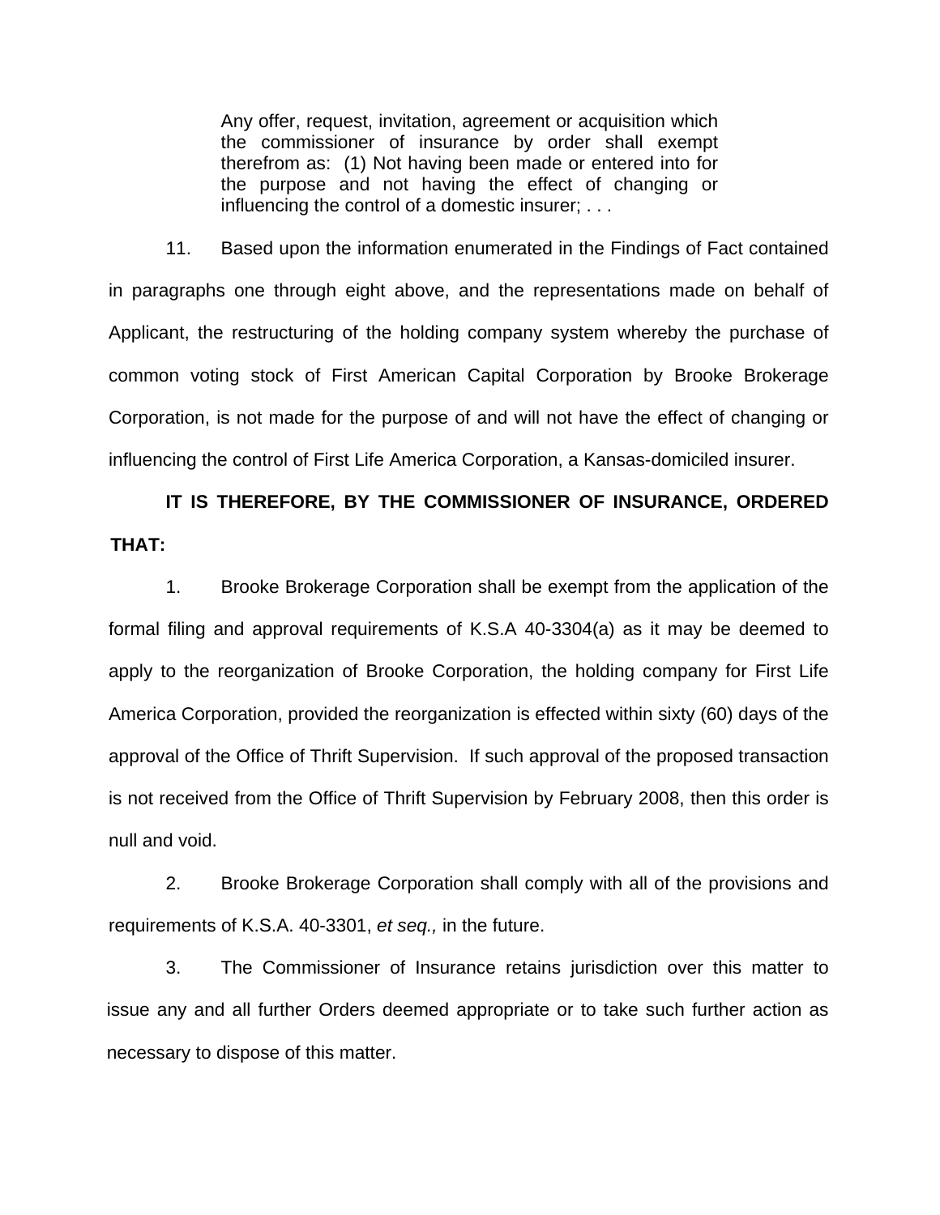> Any offer, request, invitation, agreement or acquisition which the commissioner of insurance by order shall exempt therefrom as: (1) Not having been made or entered into for the purpose and not having the effect of changing or influencing the control of a domestic insurer; . . .

11. Based upon the information enumerated in the Findings of Fact contained in paragraphs one through eight above, and the representations made on behalf of Applicant, the restructuring of the holding company system whereby the purchase of common voting stock of First American Capital Corporation by Brooke Brokerage Corporation, is not made for the purpose of and will not have the effect of changing or influencing the control of First Life America Corporation, a Kansas-domiciled insurer.

**IT IS THEREFORE, BY THE COMMISSIONER OF INSURANCE, ORDERED THAT:**

1. Brooke Brokerage Corporation shall be exempt from the application of the formal filing and approval requirements of K.S.A 40-3304(a) as it may be deemed to apply to the reorganization of Brooke Corporation, the holding company for First Life America Corporation, provided the reorganization is effected within sixty (60) days of the approval of the Office of Thrift Supervision. If such approval of the proposed transaction is not received from the Office of Thrift Supervision by February 2008, then this order is null and void.

2. Brooke Brokerage Corporation shall comply with all of the provisions and requirements of K.S.A. 40-3301, *et seq.,* in the future.

3. The Commissioner of Insurance retains jurisdiction over this matter to issue any and all further Orders deemed appropriate or to take such further action as necessary to dispose of this matter.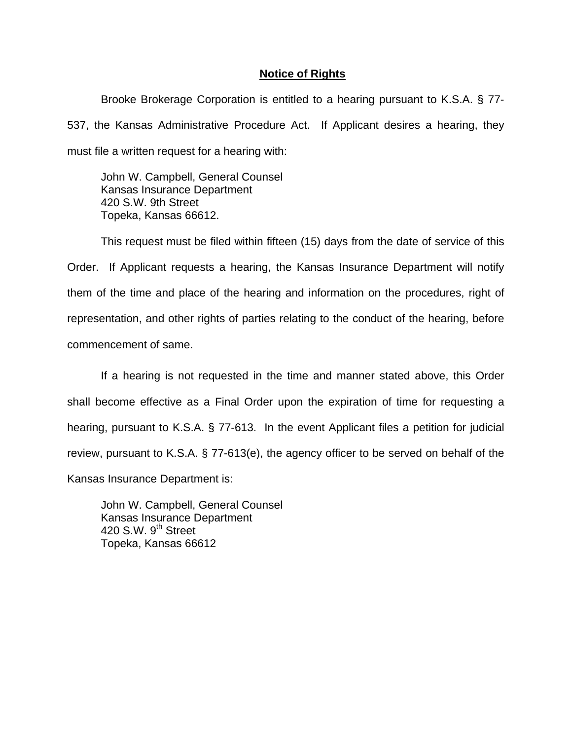**Notice of Rights**

Brooke Brokerage Corporation is entitled to a hearing pursuant to K.S.A. § 77-537, the Kansas Administrative Procedure Act. If Applicant desires a hearing, they must file a written request for a hearing with:

John W. Campbell, General Counsel
Kansas Insurance Department
420 S.W. 9th Street
Topeka, Kansas 66612.

This request must be filed within fifteen (15) days from the date of service of this Order. If Applicant requests a hearing, the Kansas Insurance Department will notify them of the time and place of the hearing and information on the procedures, right of representation, and other rights of parties relating to the conduct of the hearing, before commencement of same.

If a hearing is not requested in the time and manner stated above, this Order shall become effective as a Final Order upon the expiration of time for requesting a hearing, pursuant to K.S.A. § 77-613. In the event Applicant files a petition for judicial review, pursuant to K.S.A. § 77-613(e), the agency officer to be served on behalf of the Kansas Insurance Department is:

John W. Campbell, General Counsel
Kansas Insurance Department
420 S.W. 9th Street
Topeka, Kansas 66612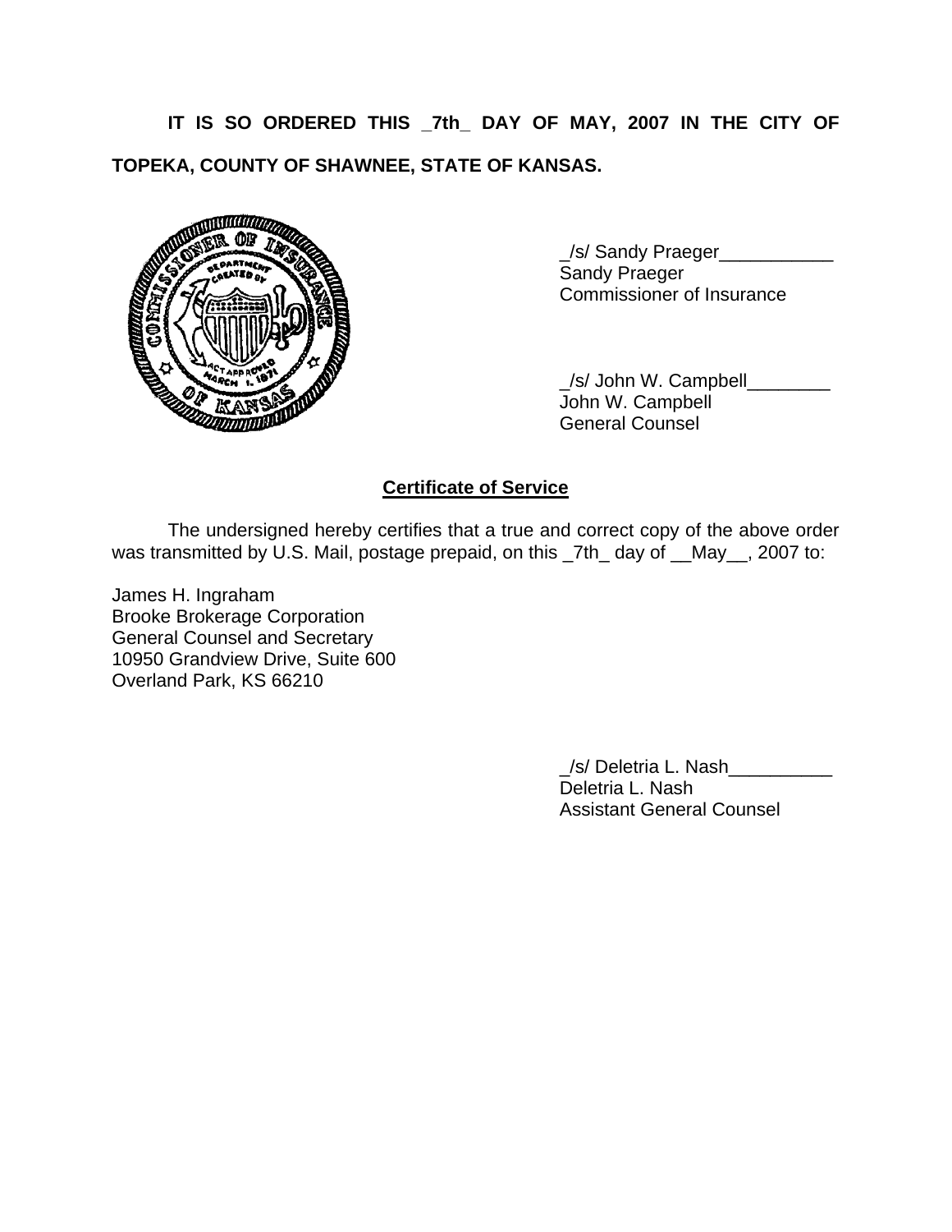**IT IS SO ORDERED THIS _7th_ DAY OF MAY, 2007 IN THE CITY OF TOPEKA, COUNTY OF SHAWNEE, STATE OF KANSAS.**

_/s/ Sandy Praeger___________
Sandy Praeger
Commissioner of Insurance

_/s/ John W. Campbell________
John W. Campbell
General Counsel

**Certificate of Service**

The undersigned hereby certifies that a true and correct copy of the above order was transmitted by U.S. Mail, postage prepaid, on this _7th_ day of __May__, 2007 to:

James H. Ingraham
Brooke Brokerage Corporation
General Counsel and Secretary
10950 Grandview Drive, Suite 600
Overland Park, KS 66210

_/s/ Deletria L. Nash__________
Deletria L. Nash
Assistant General Counsel